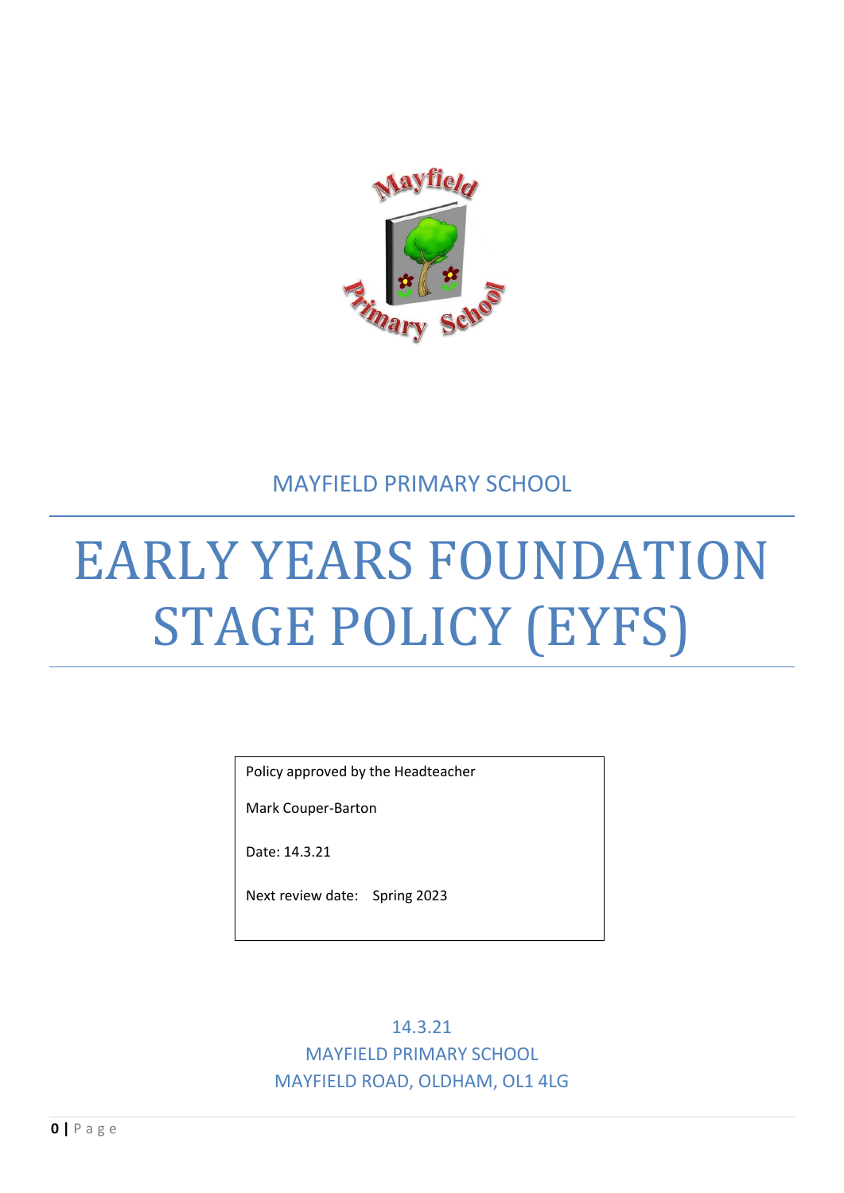MAYFIELD PRIMARY SCHOOL

# EARLY YEARS FOUNDATION STAGE POLICY (EYFS)

Policy approved by the Headteacher

Mark Couper-Barton

Date: 14.3.21

Next review date: Spring 2023

14.3.21
MAYFIELD PRIMARY SCHOOL
MAYFIELD ROAD, OLDHAM, OL1 4LG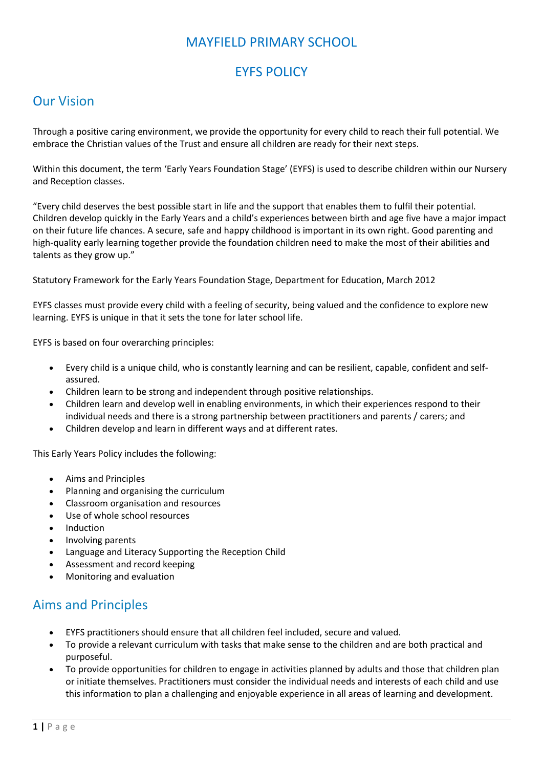# MAYFIELD PRIMARY SCHOOL

# EYFS POLICY

## Our Vision

Through a positive caring environment, we provide the opportunity for every child to reach their full potential. We embrace the Christian values of the Trust and ensure all children are ready for their next steps.

Within this document, the term 'Early Years Foundation Stage' (EYFS) is used to describe children within our Nursery and Reception classes.

"Every child deserves the best possible start in life and the support that enables them to fulfil their potential. Children develop quickly in the Early Years and a child's experiences between birth and age five have a major impact on their future life chances. A secure, safe and happy childhood is important in its own right. Good parenting and high-quality early learning together provide the foundation children need to make the most of their abilities and talents as they grow up."

Statutory Framework for the Early Years Foundation Stage, Department for Education, March 2012

EYFS classes must provide every child with a feeling of security, being valued and the confidence to explore new learning. EYFS is unique in that it sets the tone for later school life.

EYFS is based on four overarching principles:

- Every child is a unique child, who is constantly learning and can be resilient, capable, confident and self-assured.
- Children learn to be strong and independent through positive relationships.
- Children learn and develop well in enabling environments, in which their experiences respond to their individual needs and there is a strong partnership between practitioners and parents / carers; and
- Children develop and learn in different ways and at different rates.

This Early Years Policy includes the following:

- Aims and Principles
- Planning and organising the curriculum
- Classroom organisation and resources
- Use of whole school resources
- Induction
- Involving parents
- Language and Literacy Supporting the Reception Child
- Assessment and record keeping
- Monitoring and evaluation

## Aims and Principles

- EYFS practitioners should ensure that all children feel included, secure and valued.
- To provide a relevant curriculum with tasks that make sense to the children and are both practical and purposeful.
- To provide opportunities for children to engage in activities planned by adults and those that children plan or initiate themselves. Practitioners must consider the individual needs and interests of each child and use this information to plan a challenging and enjoyable experience in all areas of learning and development.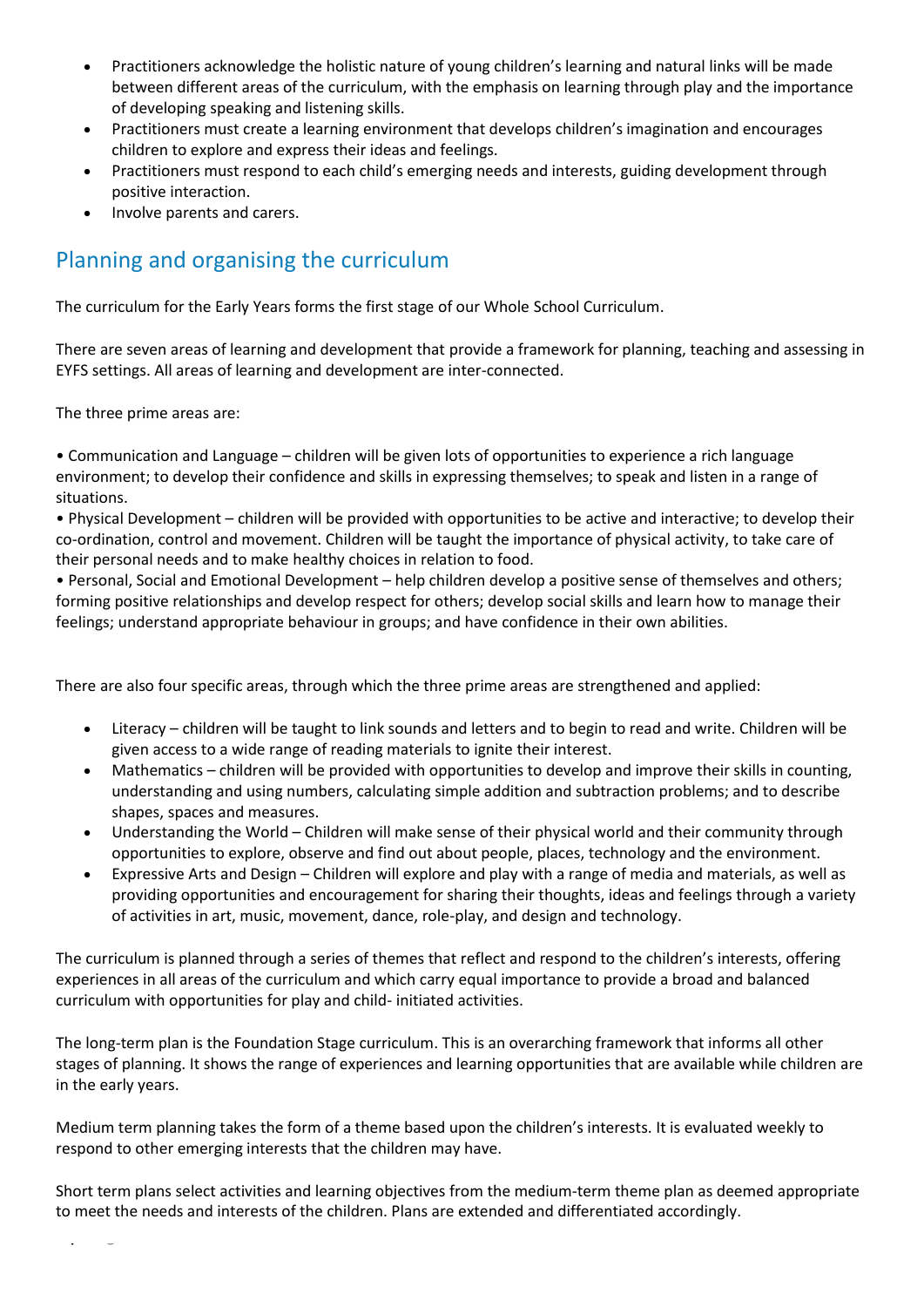- Practitioners acknowledge the holistic nature of young children's learning and natural links will be made between different areas of the curriculum, with the emphasis on learning through play and the importance of developing speaking and listening skills.
- Practitioners must create a learning environment that develops children's imagination and encourages children to explore and express their ideas and feelings.
- Practitioners must respond to each child's emerging needs and interests, guiding development through positive interaction.
- Involve parents and carers.

## Planning and organising the curriculum

The curriculum for the Early Years forms the first stage of our Whole School Curriculum.

There are seven areas of learning and development that provide a framework for planning, teaching and assessing in EYFS settings. All areas of learning and development are inter-connected.

The three prime areas are:

• Communication and Language – children will be given lots of opportunities to experience a rich language environment; to develop their confidence and skills in expressing themselves; to speak and listen in a range of situations.
• Physical Development – children will be provided with opportunities to be active and interactive; to develop their co-ordination, control and movement. Children will be taught the importance of physical activity, to take care of their personal needs and to make healthy choices in relation to food.
• Personal, Social and Emotional Development – help children develop a positive sense of themselves and others; forming positive relationships and develop respect for others; develop social skills and learn how to manage their feelings; understand appropriate behaviour in groups; and have confidence in their own abilities.

There are also four specific areas, through which the three prime areas are strengthened and applied:

- Literacy – children will be taught to link sounds and letters and to begin to read and write. Children will be given access to a wide range of reading materials to ignite their interest.
- Mathematics – children will be provided with opportunities to develop and improve their skills in counting, understanding and using numbers, calculating simple addition and subtraction problems; and to describe shapes, spaces and measures.
- Understanding the World – Children will make sense of their physical world and their community through opportunities to explore, observe and find out about people, places, technology and the environment.
- Expressive Arts and Design – Children will explore and play with a range of media and materials, as well as providing opportunities and encouragement for sharing their thoughts, ideas and feelings through a variety of activities in art, music, movement, dance, role-play, and design and technology.

The curriculum is planned through a series of themes that reflect and respond to the children's interests, offering experiences in all areas of the curriculum and which carry equal importance to provide a broad and balanced curriculum with opportunities for play and child- initiated activities.

The long-term plan is the Foundation Stage curriculum. This is an overarching framework that informs all other stages of planning. It shows the range of experiences and learning opportunities that are available while children are in the early years.

Medium term planning takes the form of a theme based upon the children's interests. It is evaluated weekly to respond to other emerging interests that the children may have.

Short term plans select activities and learning objectives from the medium-term theme plan as deemed appropriate to meet the needs and interests of the children. Plans are extended and differentiated accordingly.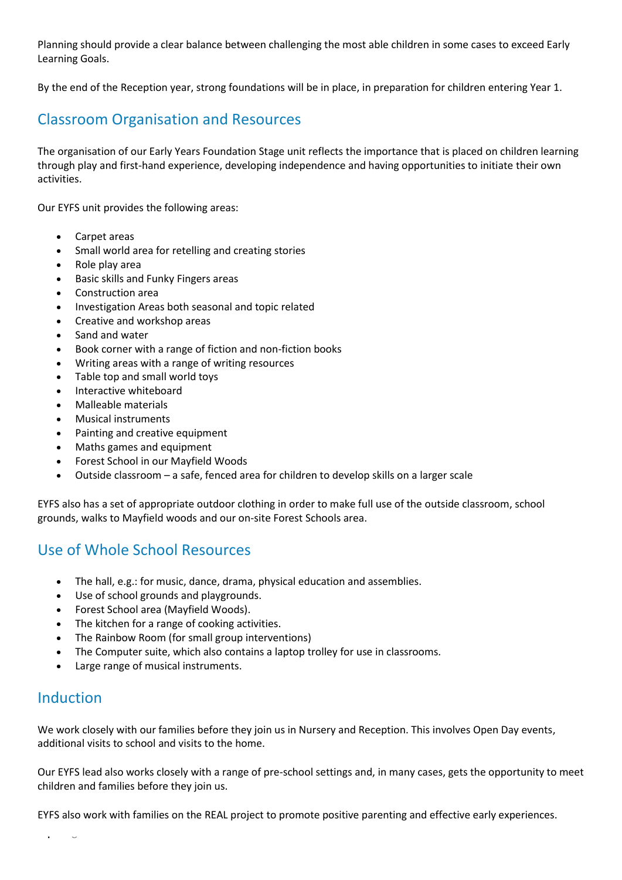Planning should provide a clear balance between challenging the most able children in some cases to exceed Early Learning Goals.

By the end of the Reception year, strong foundations will be in place, in preparation for children entering Year 1.

## Classroom Organisation and Resources

The organisation of our Early Years Foundation Stage unit reflects the importance that is placed on children learning through play and first-hand experience, developing independence and having opportunities to initiate their own activities.

Our EYFS unit provides the following areas:

- Carpet areas
- Small world area for retelling and creating stories
- Role play area
- Basic skills and Funky Fingers areas
- Construction area
- Investigation Areas both seasonal and topic related
- Creative and workshop areas
- Sand and water
- Book corner with a range of fiction and non-fiction books
- Writing areas with a range of writing resources
- Table top and small world toys
- Interactive whiteboard
- Malleable materials
- Musical instruments
- Painting and creative equipment
- Maths games and equipment
- Forest School in our Mayfield Woods
- Outside classroom – a safe, fenced area for children to develop skills on a larger scale

EYFS also has a set of appropriate outdoor clothing in order to make full use of the outside classroom, school grounds, walks to Mayfield woods and our on-site Forest Schools area.

## Use of Whole School Resources

- The hall, e.g.: for music, dance, drama, physical education and assemblies.
- Use of school grounds and playgrounds.
- Forest School area (Mayfield Woods).
- The kitchen for a range of cooking activities.
- The Rainbow Room (for small group interventions)
- The Computer suite, which also contains a laptop trolley for use in classrooms.
- Large range of musical instruments.

## Induction

We work closely with our families before they join us in Nursery and Reception. This involves Open Day events, additional visits to school and visits to the home.

Our EYFS lead also works closely with a range of pre-school settings and, in many cases, gets the opportunity to meet children and families before they join us.

EYFS also work with families on the REAL project to promote positive parenting and effective early experiences.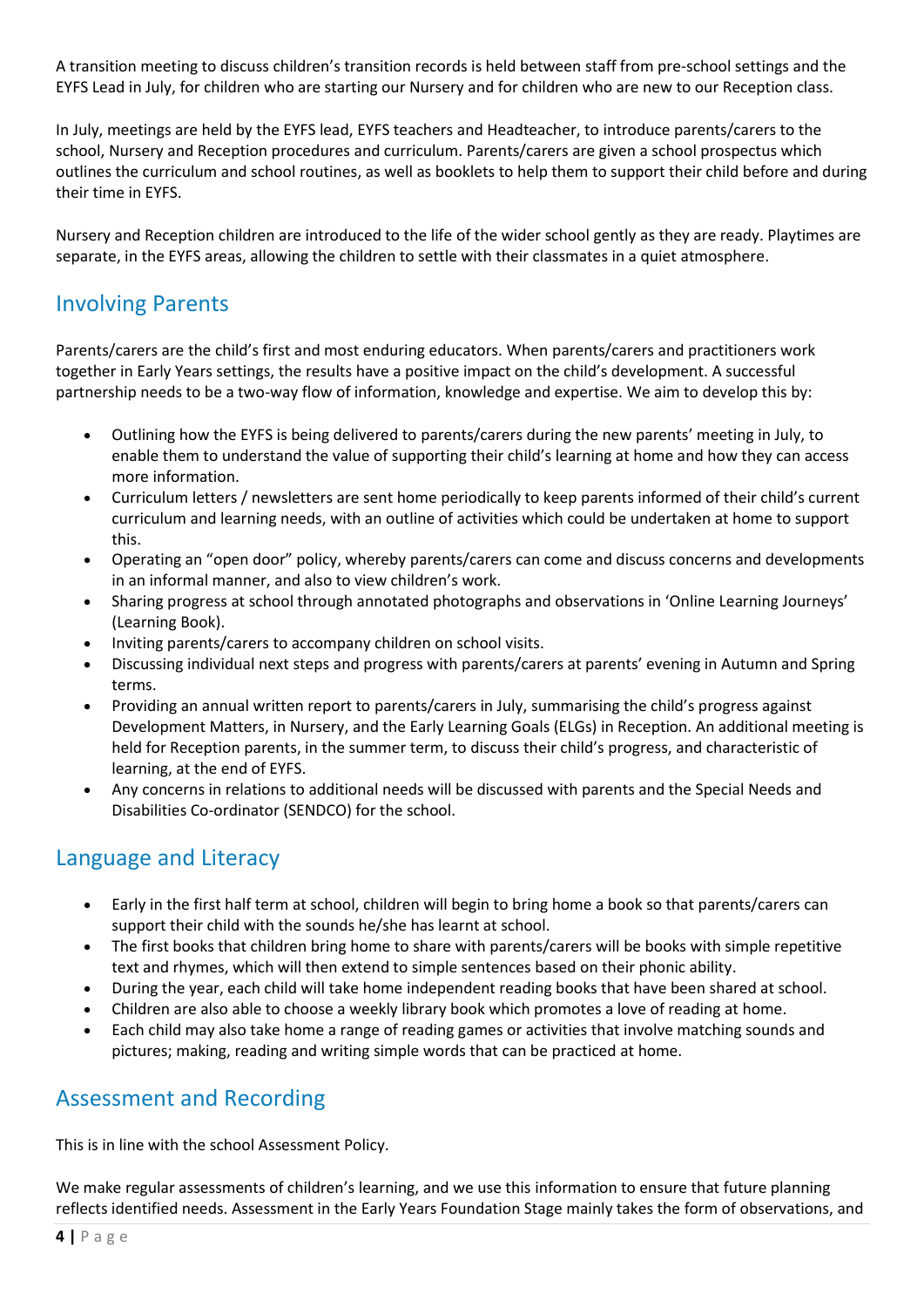A transition meeting to discuss children's transition records is held between staff from pre-school settings and the EYFS Lead in July, for children who are starting our Nursery and for children who are new to our Reception class.

In July, meetings are held by the EYFS lead, EYFS teachers and Headteacher, to introduce parents/carers to the school, Nursery and Reception procedures and curriculum. Parents/carers are given a school prospectus which outlines the curriculum and school routines, as well as booklets to help them to support their child before and during their time in EYFS.

Nursery and Reception children are introduced to the life of the wider school gently as they are ready. Playtimes are separate, in the EYFS areas, allowing the children to settle with their classmates in a quiet atmosphere.

## Involving Parents

Parents/carers are the child's first and most enduring educators. When parents/carers and practitioners work together in Early Years settings, the results have a positive impact on the child's development. A successful partnership needs to be a two-way flow of information, knowledge and expertise. We aim to develop this by:

- Outlining how the EYFS is being delivered to parents/carers during the new parents' meeting in July, to enable them to understand the value of supporting their child's learning at home and how they can access more information.
- Curriculum letters / newsletters are sent home periodically to keep parents informed of their child's current curriculum and learning needs, with an outline of activities which could be undertaken at home to support this.
- Operating an "open door" policy, whereby parents/carers can come and discuss concerns and developments in an informal manner, and also to view children's work.
- Sharing progress at school through annotated photographs and observations in 'Online Learning Journeys' (Learning Book).
- Inviting parents/carers to accompany children on school visits.
- Discussing individual next steps and progress with parents/carers at parents' evening in Autumn and Spring terms.
- Providing an annual written report to parents/carers in July, summarising the child's progress against Development Matters, in Nursery, and the Early Learning Goals (ELGs) in Reception. An additional meeting is held for Reception parents, in the summer term, to discuss their child's progress, and characteristic of learning, at the end of EYFS.
- Any concerns in relations to additional needs will be discussed with parents and the Special Needs and Disabilities Co-ordinator (SENDCO) for the school.

## Language and Literacy

- Early in the first half term at school, children will begin to bring home a book so that parents/carers can support their child with the sounds he/she has learnt at school.
- The first books that children bring home to share with parents/carers will be books with simple repetitive text and rhymes, which will then extend to simple sentences based on their phonic ability.
- During the year, each child will take home independent reading books that have been shared at school.
- Children are also able to choose a weekly library book which promotes a love of reading at home.
- Each child may also take home a range of reading games or activities that involve matching sounds and pictures; making, reading and writing simple words that can be practiced at home.

## Assessment and Recording

This is in line with the school Assessment Policy.

We make regular assessments of children's learning, and we use this information to ensure that future planning reflects identified needs. Assessment in the Early Years Foundation Stage mainly takes the form of observations, and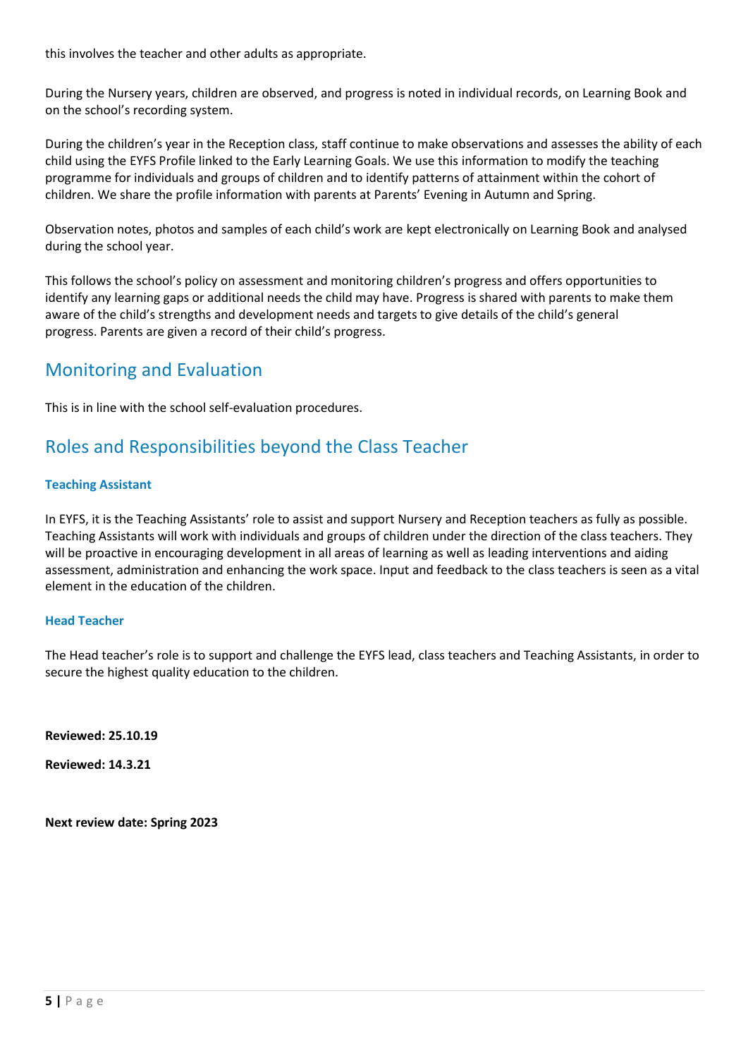this involves the teacher and other adults as appropriate.

During the Nursery years, children are observed, and progress is noted in individual records, on Learning Book and on the school's recording system.

During the children's year in the Reception class, staff continue to make observations and assesses the ability of each child using the EYFS Profile linked to the Early Learning Goals. We use this information to modify the teaching programme for individuals and groups of children and to identify patterns of attainment within the cohort of children. We share the profile information with parents at Parents' Evening in Autumn and Spring.

Observation notes, photos and samples of each child's work are kept electronically on Learning Book and analysed during the school year.

This follows the school's policy on assessment and monitoring children's progress and offers opportunities to identify any learning gaps or additional needs the child may have. Progress is shared with parents to make them aware of the child's strengths and development needs and targets to give details of the child's general progress. Parents are given a record of their child's progress.

## Monitoring and Evaluation

This is in line with the school self-evaluation procedures.

## Roles and Responsibilities beyond the Class Teacher

### Teaching Assistant

In EYFS, it is the Teaching Assistants' role to assist and support Nursery and Reception teachers as fully as possible. Teaching Assistants will work with individuals and groups of children under the direction of the class teachers. They will be proactive in encouraging development in all areas of learning as well as leading interventions and aiding assessment, administration and enhancing the work space. Input and feedback to the class teachers is seen as a vital element in the education of the children.

### Head Teacher

The Head teacher's role is to support and challenge the EYFS lead, class teachers and Teaching Assistants, in order to secure the highest quality education to the children.

**Reviewed: 25.10.19**

**Reviewed: 14.3.21**

**Next review date: Spring 2023**